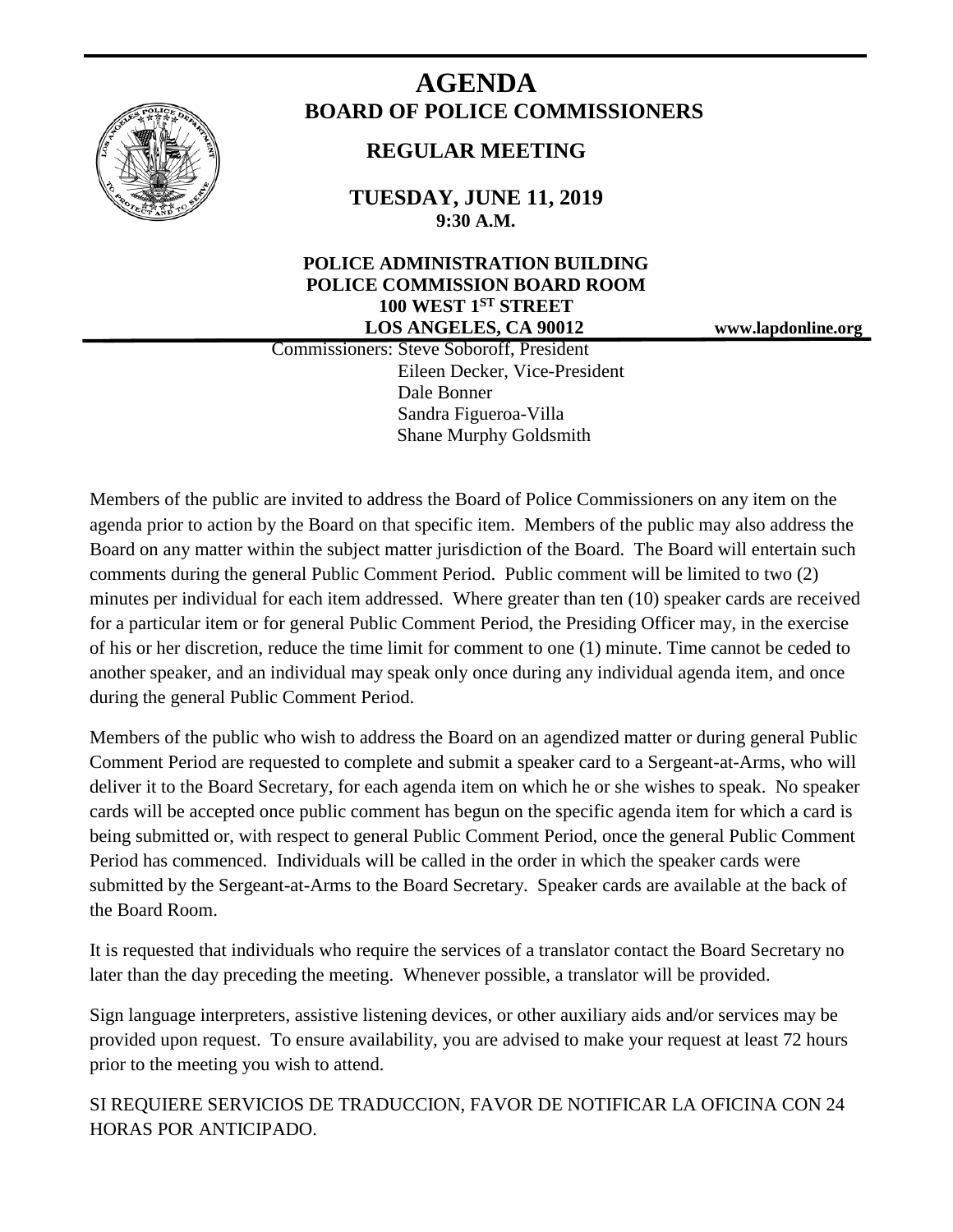# AGENDA

## BOARD OF POLICE COMMISSIONERS

### REGULAR MEETING

**TUESDAY, JUNE 11, 2019**
**9:30 A.M.**

**POLICE ADMINISTRATION BUILDING**
**POLICE COMMISSION BOARD ROOM**
**100 WEST 1ST STREET**
**LOS ANGELES, CA 90012**

**www.lapdonline.org**

Commissioners: Steve Soboroff, President
Eileen Decker, Vice-President
Dale Bonner
Sandra Figueroa-Villa
Shane Murphy Goldsmith

Members of the public are invited to address the Board of Police Commissioners on any item on the agenda prior to action by the Board on that specific item. Members of the public may also address the Board on any matter within the subject matter jurisdiction of the Board. The Board will entertain such comments during the general Public Comment Period. Public comment will be limited to two (2) minutes per individual for each item addressed. Where greater than ten (10) speaker cards are received for a particular item or for general Public Comment Period, the Presiding Officer may, in the exercise of his or her discretion, reduce the time limit for comment to one (1) minute. Time cannot be ceded to another speaker, and an individual may speak only once during any individual agenda item, and once during the general Public Comment Period.

Members of the public who wish to address the Board on an agendized matter or during general Public Comment Period are requested to complete and submit a speaker card to a Sergeant-at-Arms, who will deliver it to the Board Secretary, for each agenda item on which he or she wishes to speak. No speaker cards will be accepted once public comment has begun on the specific agenda item for which a card is being submitted or, with respect to general Public Comment Period, once the general Public Comment Period has commenced. Individuals will be called in the order in which the speaker cards were submitted by the Sergeant-at-Arms to the Board Secretary. Speaker cards are available at the back of the Board Room.

It is requested that individuals who require the services of a translator contact the Board Secretary no later than the day preceding the meeting. Whenever possible, a translator will be provided.

Sign language interpreters, assistive listening devices, or other auxiliary aids and/or services may be provided upon request. To ensure availability, you are advised to make your request at least 72 hours prior to the meeting you wish to attend.

SI REQUIERE SERVICIOS DE TRADUCCION, FAVOR DE NOTIFICAR LA OFICINA CON 24 HORAS POR ANTICIPADO.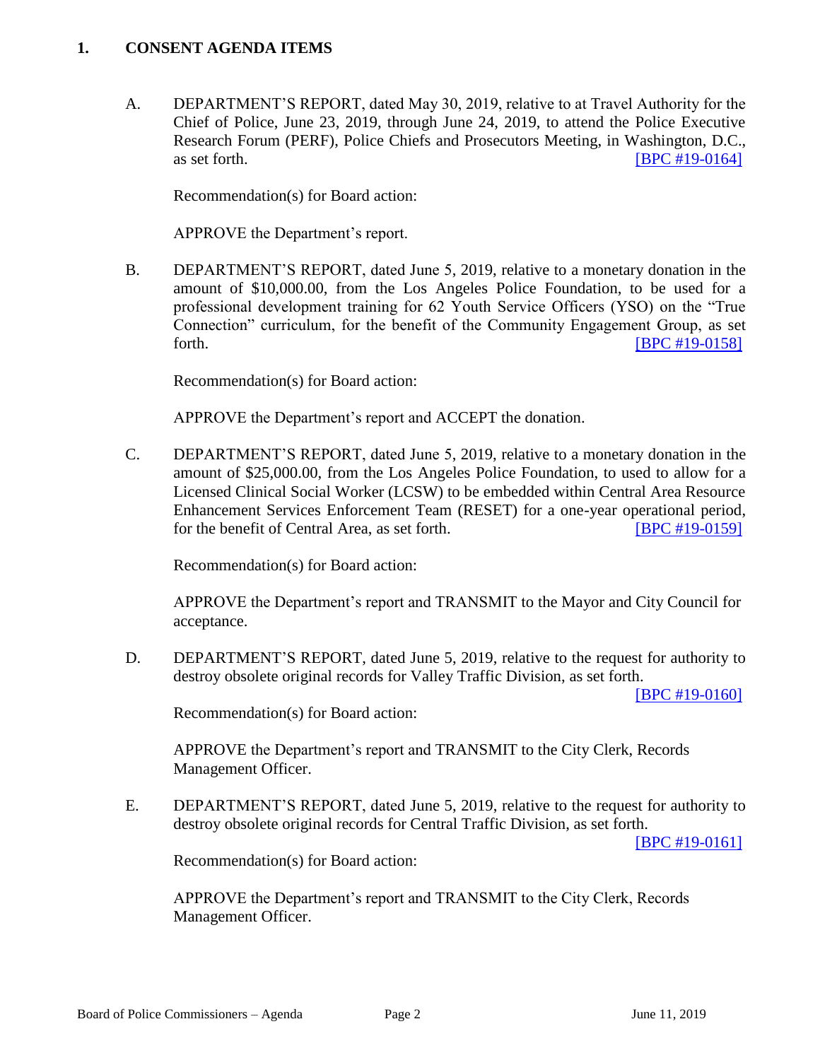## 1. CONSENT AGENDA ITEMS

A. DEPARTMENT'S REPORT, dated May 30, 2019, relative to at Travel Authority for the Chief of Police, June 23, 2019, through June 24, 2019, to attend the Police Executive Research Forum (PERF), Police Chiefs and Prosecutors Meeting, in Washington, D.C., as set forth. [BPC #19-0164]

Recommendation(s) for Board action:

APPROVE the Department's report.

B. DEPARTMENT'S REPORT, dated June 5, 2019, relative to a monetary donation in the amount of $10,000.00, from the Los Angeles Police Foundation, to be used for a professional development training for 62 Youth Service Officers (YSO) on the "True Connection" curriculum, for the benefit of the Community Engagement Group, as set forth. [BPC #19-0158]

Recommendation(s) for Board action:

APPROVE the Department's report and ACCEPT the donation.

C. DEPARTMENT'S REPORT, dated June 5, 2019, relative to a monetary donation in the amount of $25,000.00, from the Los Angeles Police Foundation, to used to allow for a Licensed Clinical Social Worker (LCSW) to be embedded within Central Area Resource Enhancement Services Enforcement Team (RESET) for a one-year operational period, for the benefit of Central Area, as set forth. [BPC #19-0159]

Recommendation(s) for Board action:

APPROVE the Department's report and TRANSMIT to the Mayor and City Council for acceptance.

D. DEPARTMENT'S REPORT, dated June 5, 2019, relative to the request for authority to destroy obsolete original records for Valley Traffic Division, as set forth. [BPC #19-0160]

Recommendation(s) for Board action:

APPROVE the Department's report and TRANSMIT to the City Clerk, Records Management Officer.

E. DEPARTMENT'S REPORT, dated June 5, 2019, relative to the request for authority to destroy obsolete original records for Central Traffic Division, as set forth. [BPC #19-0161]

Recommendation(s) for Board action:

APPROVE the Department's report and TRANSMIT to the City Clerk, Records Management Officer.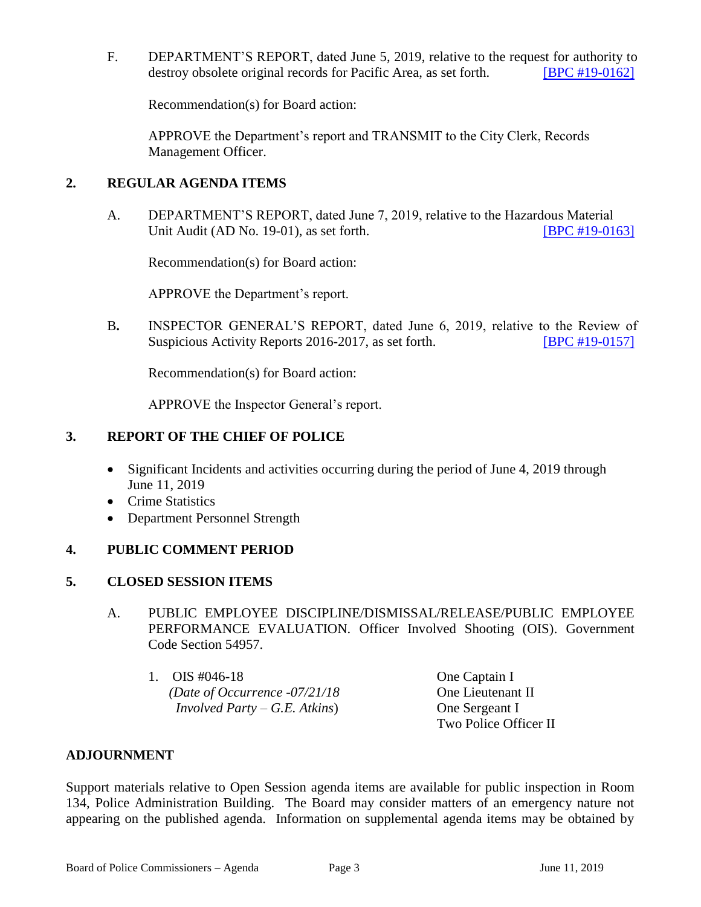F. DEPARTMENT'S REPORT, dated June 5, 2019, relative to the request for authority to destroy obsolete original records for Pacific Area, as set forth. [BPC #19-0162]

Recommendation(s) for Board action:

APPROVE the Department's report and TRANSMIT to the City Clerk, Records Management Officer.

## 2. REGULAR AGENDA ITEMS

A. DEPARTMENT'S REPORT, dated June 7, 2019, relative to the Hazardous Material Unit Audit (AD No. 19-01), as set forth. [BPC #19-0163]

Recommendation(s) for Board action:

APPROVE the Department's report.

B. INSPECTOR GENERAL'S REPORT, dated June 6, 2019, relative to the Review of Suspicious Activity Reports 2016-2017, as set forth. [BPC #19-0157]

Recommendation(s) for Board action:

APPROVE the Inspector General's report.

## 3. REPORT OF THE CHIEF OF POLICE

- Significant Incidents and activities occurring during the period of June 4, 2019 through June 11, 2019
- Crime Statistics
- Department Personnel Strength

## 4. PUBLIC COMMENT PERIOD

## 5. CLOSED SESSION ITEMS

A. PUBLIC EMPLOYEE DISCIPLINE/DISMISSAL/RELEASE/PUBLIC EMPLOYEE PERFORMANCE EVALUATION. Officer Involved Shooting (OIS). Government Code Section 54957.

1. OIS #046-18
   *(Date of Occurrence -07/21/18*
   *Involved Party – G.E. Atkins)*

   One Captain I
   One Lieutenant II
   One Sergeant I
   Two Police Officer II

## ADJOURNMENT

Support materials relative to Open Session agenda items are available for public inspection in Room 134, Police Administration Building. The Board may consider matters of an emergency nature not appearing on the published agenda. Information on supplemental agenda items may be obtained by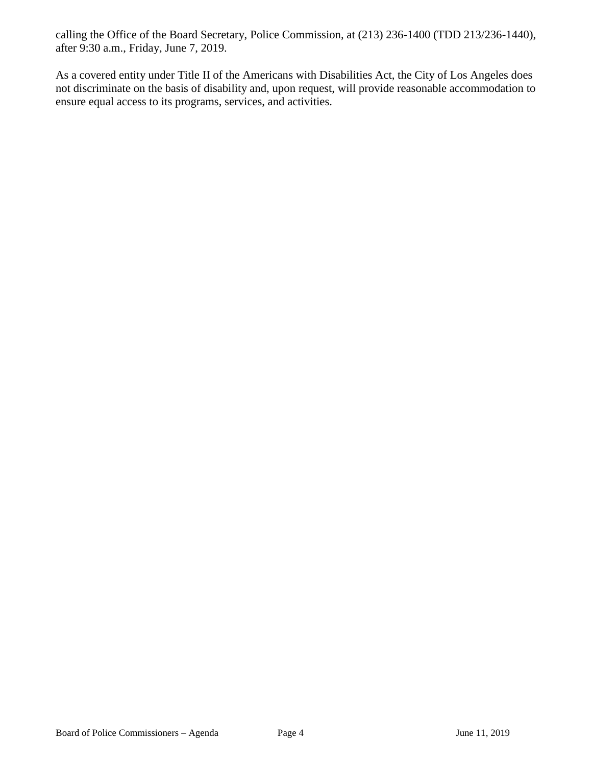calling the Office of the Board Secretary, Police Commission, at (213) 236-1400 (TDD 213/236-1440), after 9:30 a.m., Friday, June 7, 2019.

As a covered entity under Title II of the Americans with Disabilities Act, the City of Los Angeles does not discriminate on the basis of disability and, upon request, will provide reasonable accommodation to ensure equal access to its programs, services, and activities.